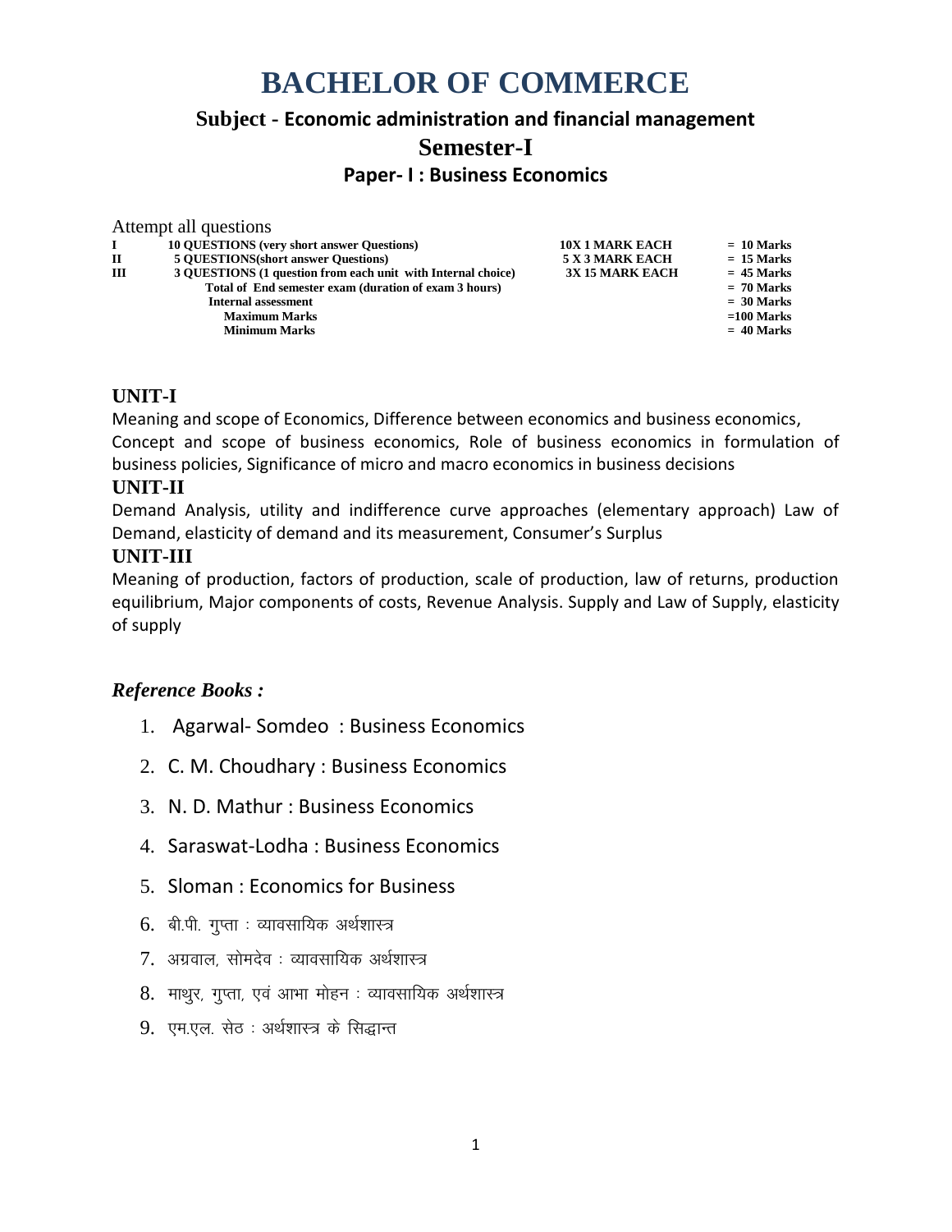# BACHELOR OF COMMERCE

## Subject - Economic administration and financial management

## Semester-I

### Paper- I : Business Economics

Attempt all questions

| | | | |
|---|---|---|---|
| I | 10 QUESTIONS (very short answer Questions) | 10X 1 MARK EACH | = 10 Marks |
| II | 5 QUESTIONS(short answer Questions) | 5 X 3 MARK EACH | = 15 Marks |
| III | 3 QUESTIONS (1 question from each unit with Internal choice) | 3X 15 MARK EACH | = 45 Marks |
| | Total of End semester exam (duration of exam 3 hours) | | = 70 Marks |
| | Internal assessment | | = 30 Marks |
| | Maximum Marks | | =100 Marks |
| | Minimum Marks | | = 40 Marks |

### UNIT-I

Meaning and scope of Economics, Difference between economics and business economics, Concept and scope of business economics, Role of business economics in formulation of business policies, Significance of micro and macro economics in business decisions

### UNIT-II

Demand Analysis, utility and indifference curve approaches (elementary approach) Law of Demand, elasticity of demand and its measurement, Consumer's Surplus

### UNIT-III

Meaning of production, factors of production, scale of production, law of returns, production equilibrium, Major components of costs, Revenue Analysis. Supply and Law of Supply, elasticity of supply

### *Reference Books :*

1. Agarwal- Somdeo : Business Economics
2. C. M. Choudhary : Business Economics
3. N. D. Mathur : Business Economics
4. Saraswat-Lodha : Business Economics
5. Sloman : Economics for Business
6. बी.पी. गुप्ता : व्यावसायिक अर्थशास्त्र
7. अग्रवाल, सोमदेव : व्यावसायिक अर्थशास्त्र
8. माथुर, गुप्ता, एवं आभा मोहन : व्यावसायिक अर्थशास्त्र
9. एम.एल. सेठ : अर्थशास्त्र के सिद्धान्त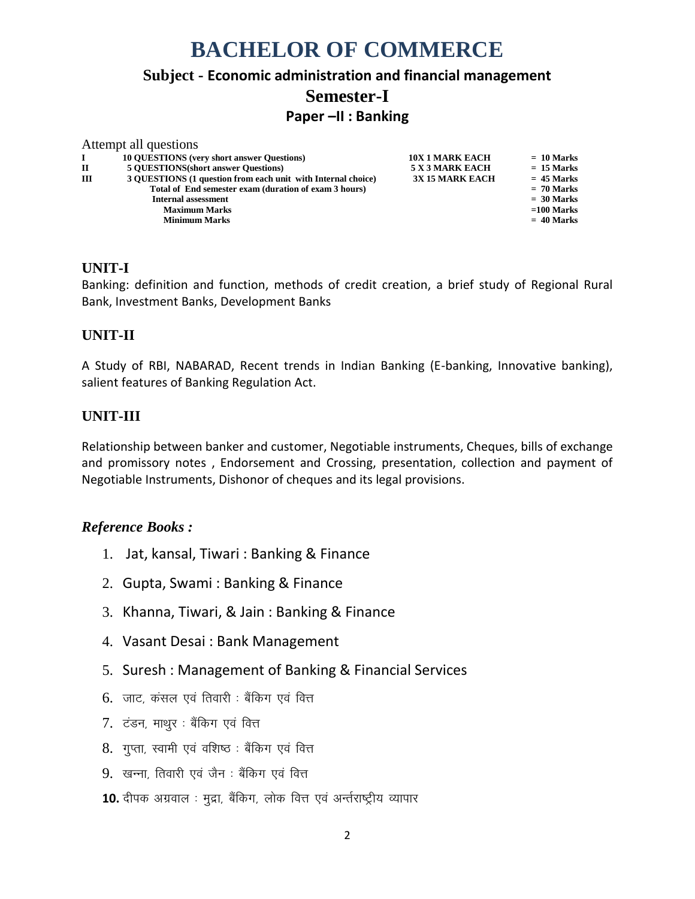# BACHELOR OF COMMERCE

## Subject - Economic administration and financial management

## Semester-I

### Paper –II : Banking

Attempt all questions

| | | | |
|---|---|---|---|
| I | 10 QUESTIONS (very short answer Questions) | 10X 1 MARK EACH | = 10 Marks |
| II | 5 QUESTIONS(short answer Questions) | 5 X 3 MARK EACH | = 15 Marks |
| III | 3 QUESTIONS (1 question from each unit with Internal choice) | 3X 15 MARK EACH | = 45 Marks |
| | Total of End semester exam (duration of exam 3 hours) | | = 70 Marks |
| | Internal assessment | | = 30 Marks |
| | Maximum Marks | | =100 Marks |
| | Minimum Marks | | = 40 Marks |

### UNIT-I

Banking: definition and function, methods of credit creation, a brief study of Regional Rural Bank, Investment Banks, Development Banks

### UNIT-II

A Study of RBI, NABARAD, Recent trends in Indian Banking (E-banking, Innovative banking), salient features of Banking Regulation Act.

### UNIT-III

Relationship between banker and customer, Negotiable instruments, Cheques, bills of exchange and promissory notes , Endorsement and Crossing, presentation, collection and payment of Negotiable Instruments, Dishonor of cheques and its legal provisions.

### *Reference Books :*

1. Jat, kansal, Tiwari : Banking & Finance
2. Gupta, Swami : Banking & Finance
3. Khanna, Tiwari, & Jain : Banking & Finance
4. Vasant Desai : Bank Management
5. Suresh : Management of Banking & Financial Services
6. जाट, कंसल एवं तिवारी : बैंकिग एवं वित्त
7. टंडन, माथुर : बैंकिग एवं वित्त
8. गुप्ता, स्वामी एवं वशिष्ठ : बैंकिग एवं वित्त
9. खन्ना, तिवारी एवं जैन : बैंकिग एवं वित्त
10. दीपक अग्रवाल : मुद्रा, बैंकिग, लोक वित्त एवं अन्तर्राष्ट्रीय व्यापार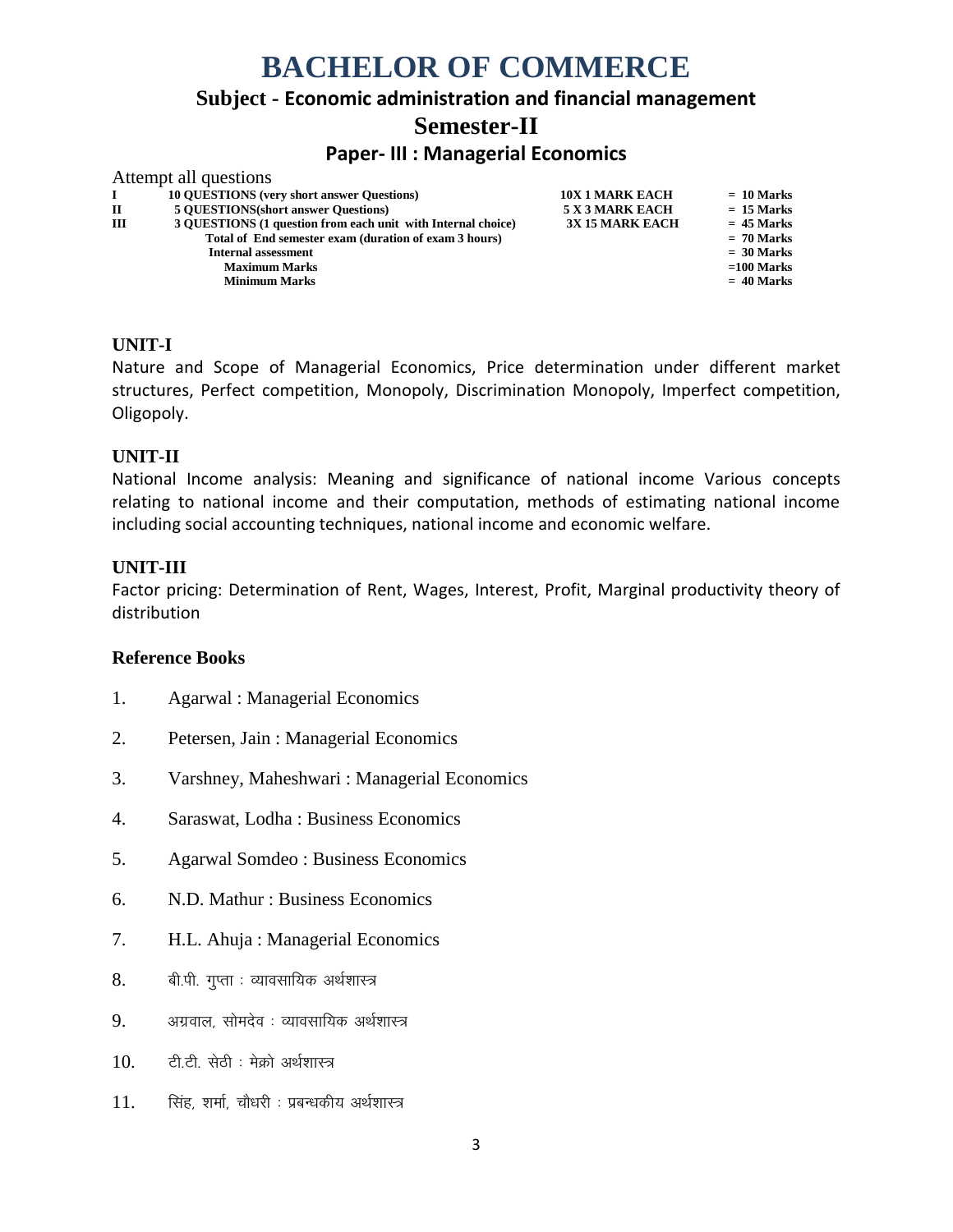# BACHELOR OF COMMERCE

## Subject - Economic administration and financial management

## Semester-II

### Paper- III : Managerial Economics

Attempt all questions

| | | | |
|---|---|---|---|
| I | 10 QUESTIONS (very short answer Questions) | 10X 1 MARK EACH | = 10 Marks |
| II | 5 QUESTIONS(short answer Questions) | 5 X 3 MARK EACH | = 15 Marks |
| III | 3 QUESTIONS (1 question from each unit with Internal choice) | 3X 15 MARK EACH | = 45 Marks |
| | Total of End semester exam (duration of exam 3 hours) | | = 70 Marks |
| | Internal assessment | | = 30 Marks |
| | Maximum Marks | | =100 Marks |
| | Minimum Marks | | = 40 Marks |

**UNIT-I**

Nature and Scope of Managerial Economics, Price determination under different market structures, Perfect competition, Monopoly, Discrimination Monopoly, Imperfect competition, Oligopoly.

**UNIT-II**

National Income analysis: Meaning and significance of national income Various concepts relating to national income and their computation, methods of estimating national income including social accounting techniques, national income and economic welfare.

**UNIT-III**

Factor pricing: Determination of Rent, Wages, Interest, Profit, Marginal productivity theory of distribution

**Reference Books**

1. Agarwal : Managerial Economics
2. Petersen, Jain : Managerial Economics
3. Varshney, Maheshwari : Managerial Economics
4. Saraswat, Lodha : Business Economics
5. Agarwal Somdeo : Business Economics
6. N.D. Mathur : Business Economics
7. H.L. Ahuja : Managerial Economics
8. बी.पी. गुप्ता : व्यावसायिक अर्थशास्त्र
9. अग्रवाल, सोमदेव : व्यावसायिक अर्थशास्त्र
10. टी.टी. सेठी : मेक्रो अर्थशास्त्र
11. सिंह, शर्मा, चौधरी : प्रबन्धकीय अर्थशास्त्र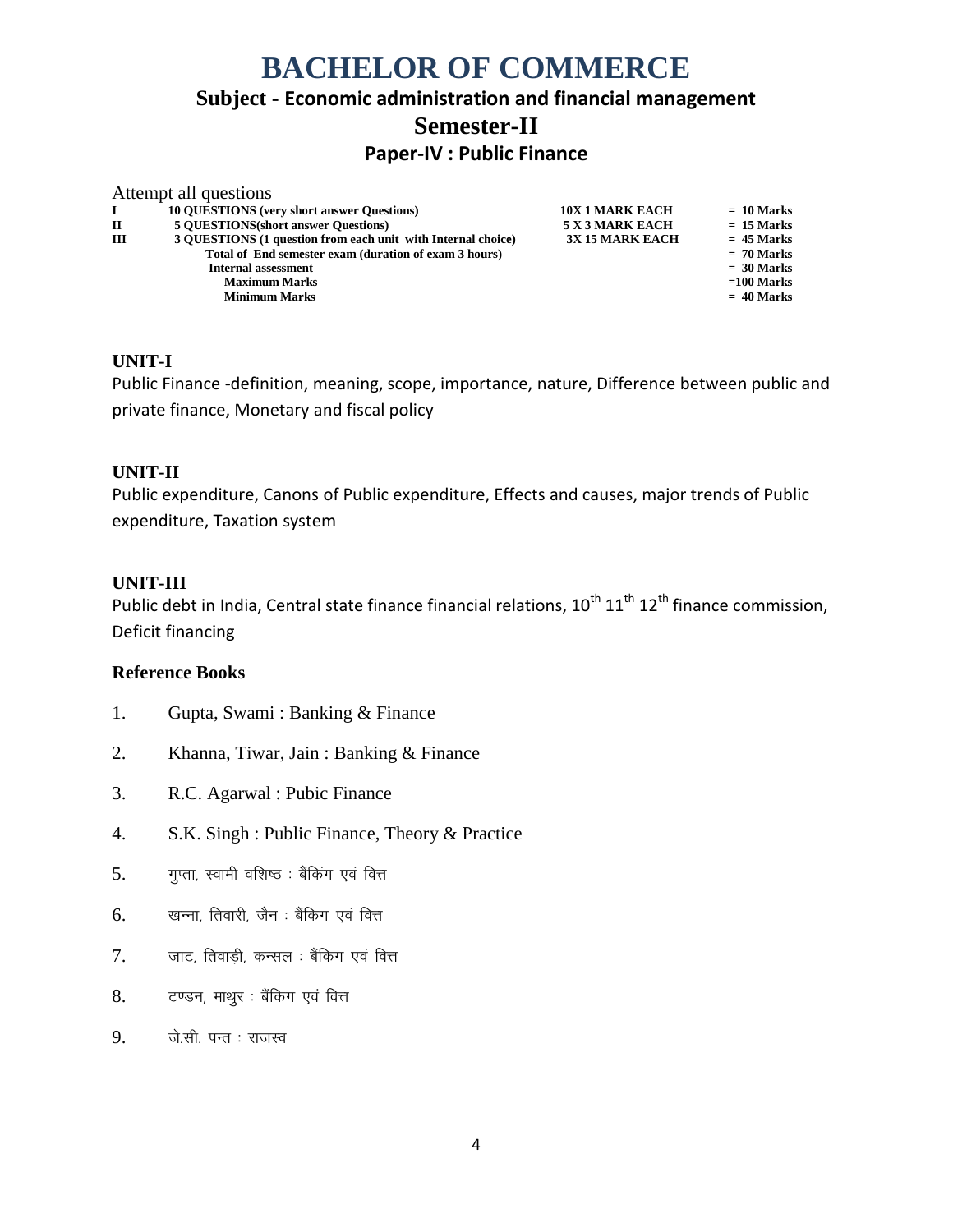# BACHELOR OF COMMERCE

## Subject - Economic administration and financial management

## Semester-II

### Paper-IV : Public Finance

Attempt all questions

| | | | |
|---|---|---|---|
| **I** | **10 QUESTIONS (very short answer Questions)** | **10X 1 MARK EACH** | **= 10 Marks** |
| **II** | **5 QUESTIONS(short answer Questions)** | **5 X 3 MARK EACH** | **= 15 Marks** |
| **III** | **3 QUESTIONS (1 question from each unit with Internal choice)** | **3X 15 MARK EACH** | **= 45 Marks** |
| | **Total of End semester exam (duration of exam 3 hours)** | | **= 70 Marks** |
| | **Internal assessment** | | **= 30 Marks** |
| | **Maximum Marks** | | **=100 Marks** |
| | **Minimum Marks** | | **= 40 Marks** |

**UNIT-I**

Public Finance -definition, meaning, scope, importance, nature, Difference between public and private finance, Monetary and fiscal policy

**UNIT-II**

Public expenditure, Canons of Public expenditure, Effects and causes, major trends of Public expenditure, Taxation system

**UNIT-III**

Public debt in India, Central state finance financial relations, $10^{th}$ $11^{th}$ $12^{th}$ finance commission, Deficit financing

**Reference Books**

1. Gupta, Swami : Banking & Finance
2. Khanna, Tiwar, Jain : Banking & Finance
3. R.C. Agarwal : Pubic Finance
4. S.K. Singh : Public Finance, Theory & Practice
5. गुप्ता, स्वामी वशिष्ठ : बैंकिंग एवं वित्त
6. खन्ना, तिवारी, जैन : बैंकिग एवं वित्त
7. जाट, तिवाड़ी, कन्सल : बैंकिग एवं वित्त
8. टण्डन, माथुर : बैंकिग एवं वित्त
9. जे.सी. पन्त : राजस्व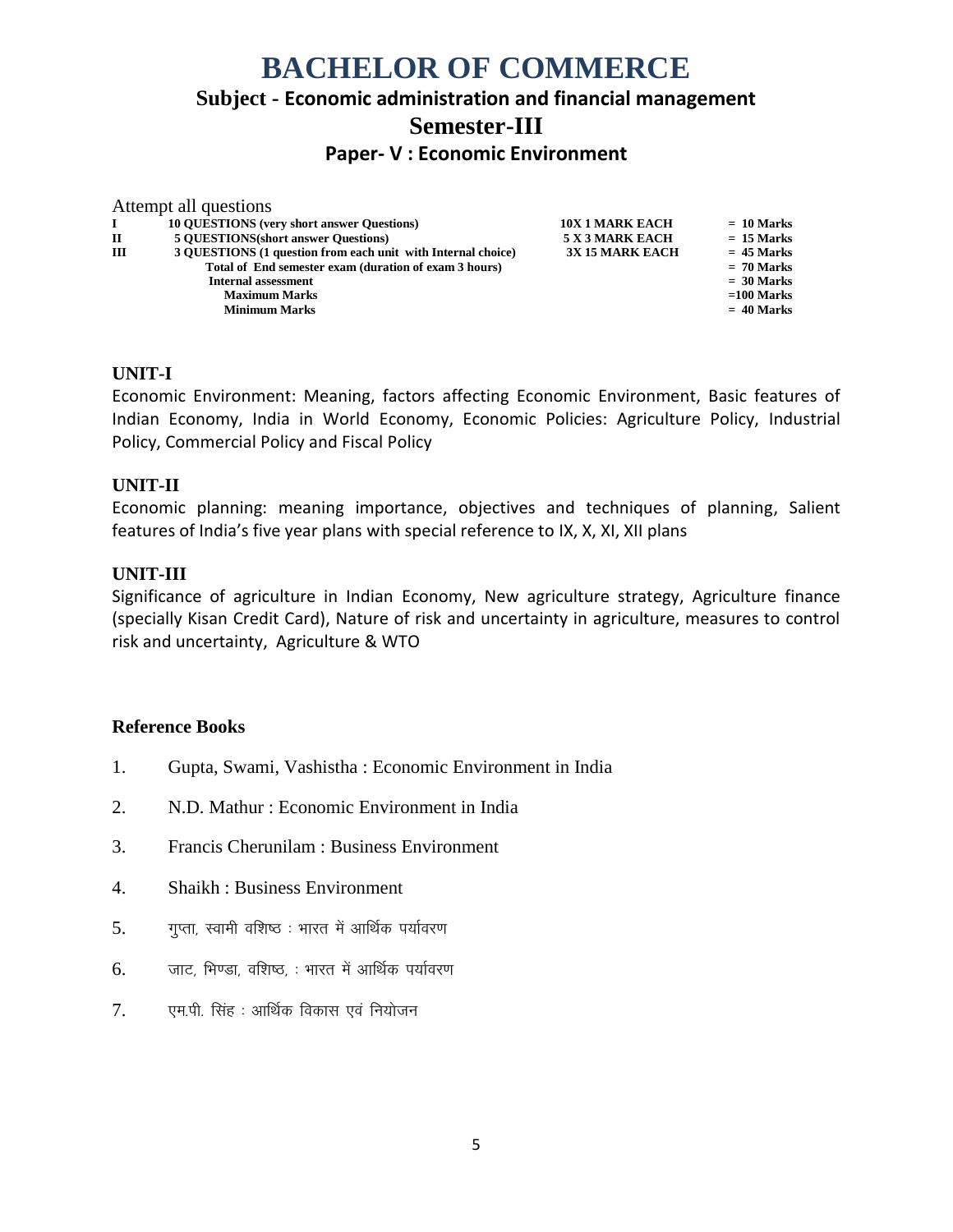# BACHELOR OF COMMERCE

## Subject - Economic administration and financial management

## Semester-III

### Paper- V : Economic Environment

Attempt all questions

| | | | |
|---|---|---|---|
| **I** | **10 QUESTIONS (very short answer Questions)** | **10X 1 MARK EACH** | **= 10 Marks** |
| **II** | **5 QUESTIONS(short answer Questions)** | **5 X 3 MARK EACH** | **= 15 Marks** |
| **III** | **3 QUESTIONS (1 question from each unit with Internal choice)** | **3X 15 MARK EACH** | **= 45 Marks** |
| | **Total of End semester exam (duration of exam 3 hours)** | | **= 70 Marks** |
| | **Internal assessment** | | **= 30 Marks** |
| | **Maximum Marks** | | **=100 Marks** |
| | **Minimum Marks** | | **= 40 Marks** |

**UNIT-I**

Economic Environment: Meaning, factors affecting Economic Environment, Basic features of Indian Economy, India in World Economy, Economic Policies: Agriculture Policy, Industrial Policy, Commercial Policy and Fiscal Policy

**UNIT-II**

Economic planning: meaning importance, objectives and techniques of planning, Salient features of India's five year plans with special reference to IX, X, XI, XII plans

**UNIT-III**

Significance of agriculture in Indian Economy, New agriculture strategy, Agriculture finance (specially Kisan Credit Card), Nature of risk and uncertainty in agriculture, measures to control risk and uncertainty, Agriculture & WTO

**Reference Books**

1. Gupta, Swami, Vashistha : Economic Environment in India
2. N.D. Mathur : Economic Environment in India
3. Francis Cherunilam : Business Environment
4. Shaikh : Business Environment
5. गुप्ता, स्वामी वशिष्ठ : भारत में आर्थिक पर्यावरण
6. जाट, भिण्डा, वशिष्ठ, : भारत में आर्थिक पर्यावरण
7. एम.पी. सिंह : आर्थिक विकास एवं नियोजन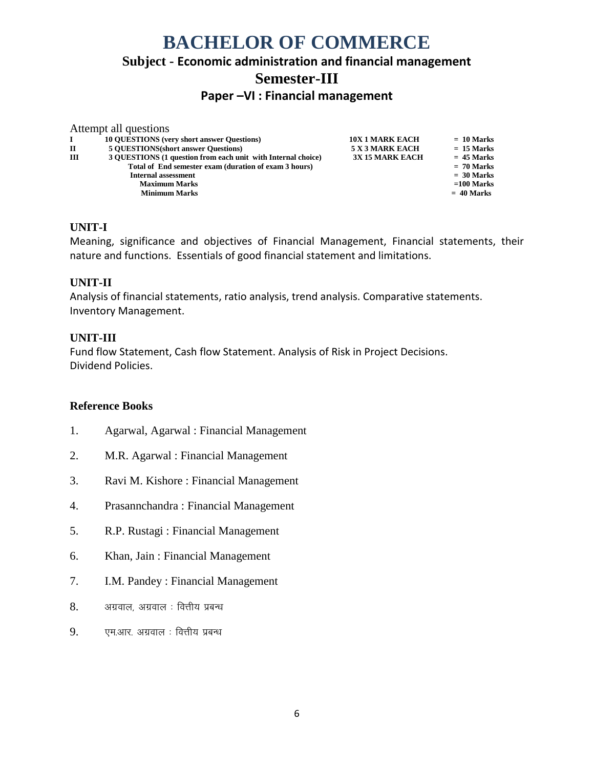# BACHELOR OF COMMERCE

## Subject - Economic administration and financial management

## Semester-III

### Paper –VI : Financial management

Attempt all questions

| | | | |
|---|---|---|---|
| **I** | **10 QUESTIONS (very short answer Questions)** | **10X 1 MARK EACH** | **= 10 Marks** |
| **II** | **5 QUESTIONS(short answer Questions)** | **5 X 3 MARK EACH** | **= 15 Marks** |
| **III** | **3 QUESTIONS (1 question from each unit with Internal choice)** | **3X 15 MARK EACH** | **= 45 Marks** |
| | **Total of End semester exam (duration of exam 3 hours)** | | **= 70 Marks** |
| | **Internal assessment** | | **= 30 Marks** |
| | **Maximum Marks** | | **=100 Marks** |
| | **Minimum Marks** | | **= 40 Marks** |

**UNIT-I**

Meaning, significance and objectives of Financial Management, Financial statements, their nature and functions. Essentials of good financial statement and limitations.

**UNIT-II**

Analysis of financial statements, ratio analysis, trend analysis. Comparative statements. Inventory Management.

**UNIT-III**

Fund flow Statement, Cash flow Statement. Analysis of Risk in Project Decisions. Dividend Policies.

**Reference Books**

1. Agarwal, Agarwal : Financial Management
2. M.R. Agarwal : Financial Management
3. Ravi M. Kishore : Financial Management
4. Prasannchandra : Financial Management
5. R.P. Rustagi : Financial Management
6. Khan, Jain : Financial Management
7. I.M. Pandey : Financial Management
8. अग्रवाल, अग्रवाल : वित्तीय प्रबन्ध
9. एम.आर. अग्रवाल : वित्तीय प्रबन्ध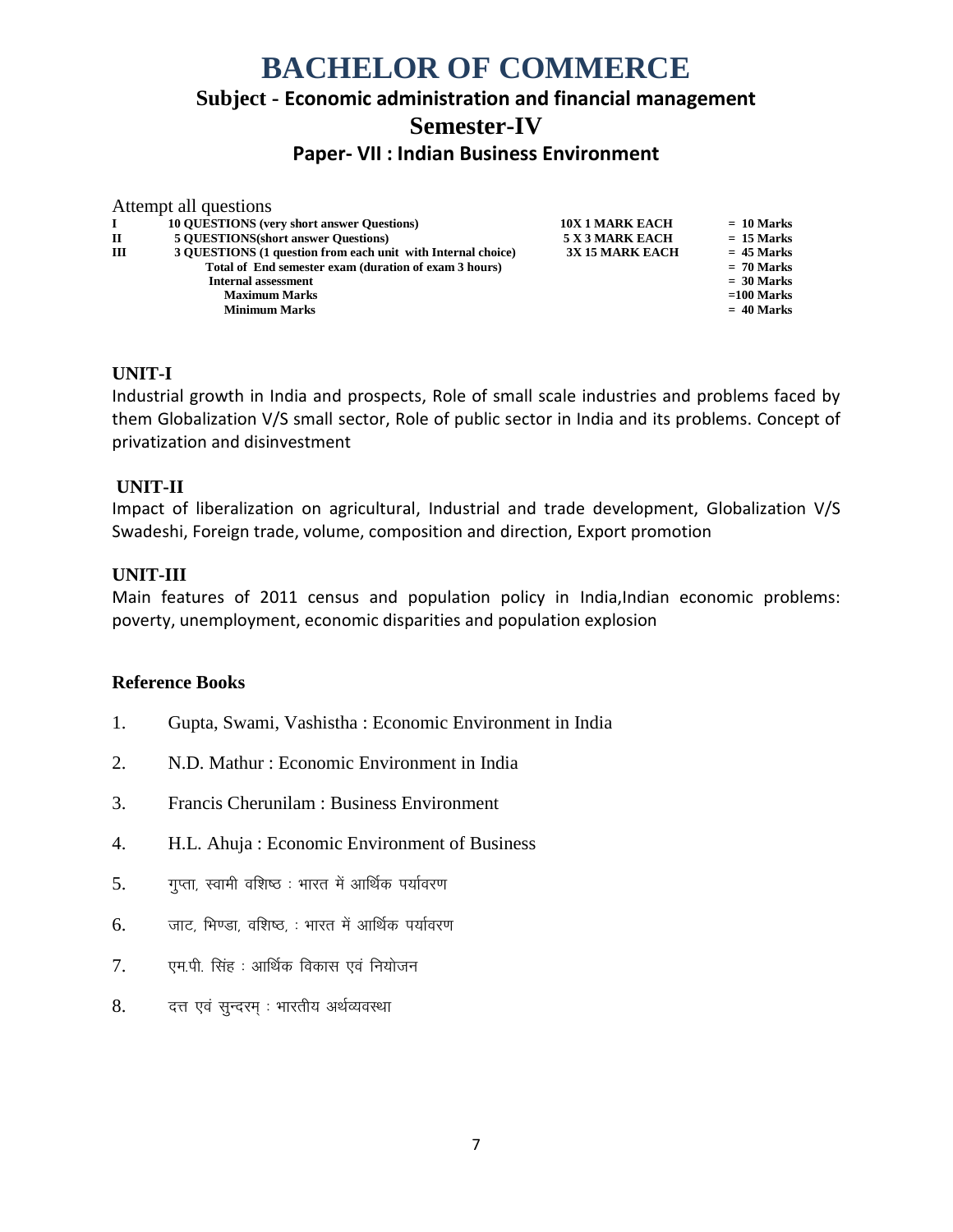# BACHELOR OF COMMERCE

## Subject - Economic administration and financial management

## Semester-IV

### Paper- VII : Indian Business Environment

Attempt all questions

| | | | |
|---|---|---|---|
| I | 10 QUESTIONS (very short answer Questions) | 10X 1 MARK EACH | = 10 Marks |
| II | 5 QUESTIONS(short answer Questions) | 5 X 3 MARK EACH | = 15 Marks |
| III | 3 QUESTIONS (1 question from each unit with Internal choice) | 3X 15 MARK EACH | = 45 Marks |
| | Total of End semester exam (duration of exam 3 hours) | | = 70 Marks |
| | Internal assessment | | = 30 Marks |
| | Maximum Marks | | =100 Marks |
| | Minimum Marks | | = 40 Marks |

**UNIT-I**

Industrial growth in India and prospects, Role of small scale industries and problems faced by them Globalization V/S small sector, Role of public sector in India and its problems. Concept of privatization and disinvestment

**UNIT-II**

Impact of liberalization on agricultural, Industrial and trade development, Globalization V/S Swadeshi, Foreign trade, volume, composition and direction, Export promotion

**UNIT-III**

Main features of 2011 census and population policy in India,Indian economic problems: poverty, unemployment, economic disparities and population explosion

**Reference Books**

1. Gupta, Swami, Vashistha : Economic Environment in India
2. N.D. Mathur : Economic Environment in India
3. Francis Cherunilam : Business Environment
4. H.L. Ahuja : Economic Environment of Business
5. गुप्ता, स्वामी वशिष्ठ : भारत में आर्थिक पर्यावरण
6. जाट, भिण्डा, वशिष्ठ, : भारत में आर्थिक पर्यावरण
7. एम.पी. सिंह : आर्थिक विकास एवं नियोजन
8. दत्त एवं सुन्दरम् : भारतीय अर्थव्यवस्था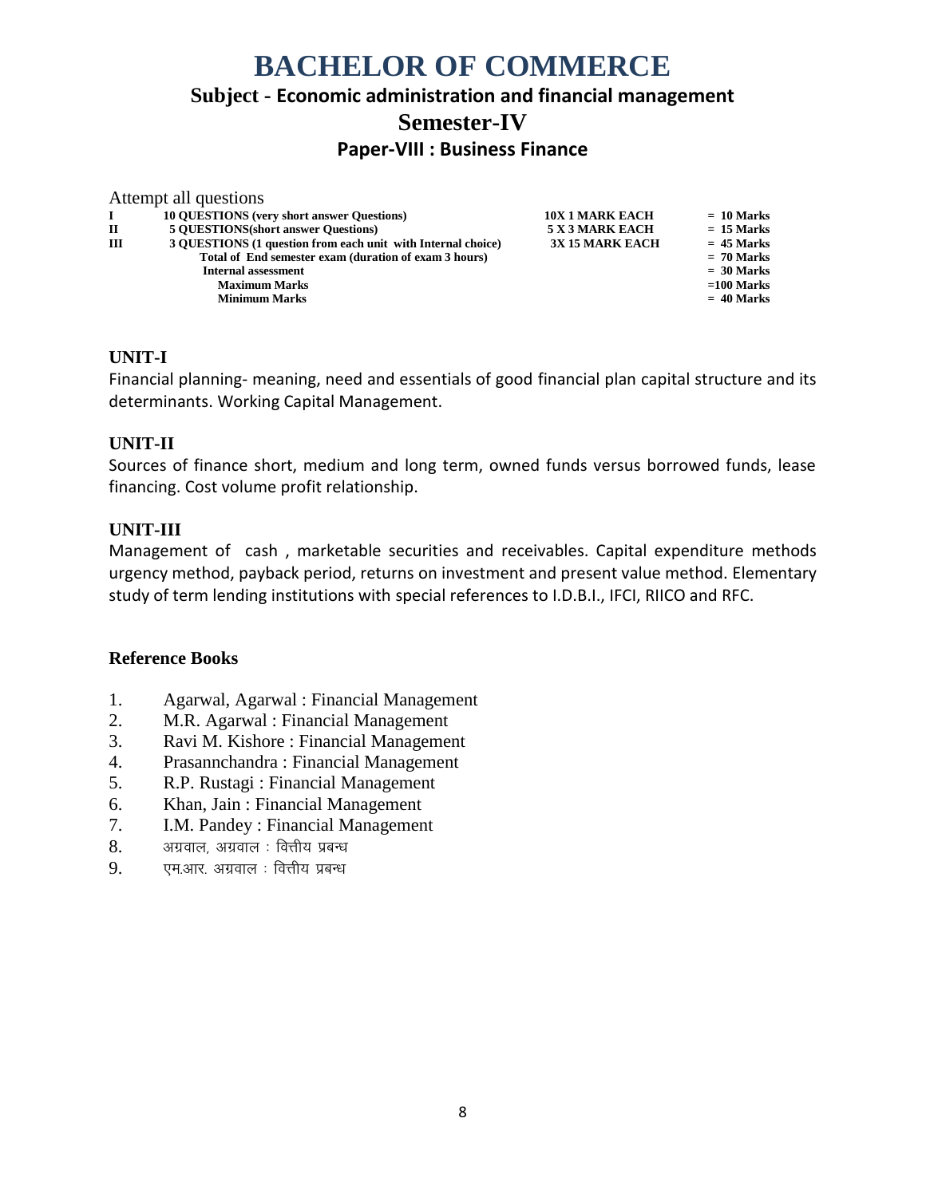# BACHELOR OF COMMERCE

## Subject - Economic administration and financial management

## Semester-IV

### Paper-VIII : Business Finance

Attempt all questions

| | | | |
|---|---|---|---|
| I | 10 QUESTIONS (very short answer Questions) | 10X 1 MARK EACH | = 10 Marks |
| II | 5 QUESTIONS(short answer Questions) | 5 X 3 MARK EACH | = 15 Marks |
| III | 3 QUESTIONS (1 question from each unit with Internal choice) | 3X 15 MARK EACH | = 45 Marks |
| | Total of End semester exam (duration of exam 3 hours) | | = 70 Marks |
| | Internal assessment | | = 30 Marks |
| | Maximum Marks | | =100 Marks |
| | Minimum Marks | | = 40 Marks |

### UNIT-I

Financial planning- meaning, need and essentials of good financial plan capital structure and its determinants. Working Capital Management.

### UNIT-II

Sources of finance short, medium and long term, owned funds versus borrowed funds, lease financing. Cost volume profit relationship.

### UNIT-III

Management of cash , marketable securities and receivables. Capital expenditure methods urgency method, payback period, returns on investment and present value method. Elementary study of term lending institutions with special references to I.D.B.I., IFCI, RIICO and RFC.

### Reference Books

1. Agarwal, Agarwal : Financial Management
2. M.R. Agarwal : Financial Management
3. Ravi M. Kishore : Financial Management
4. Prasannchandra : Financial Management
5. R.P. Rustagi : Financial Management
6. Khan, Jain : Financial Management
7. I.M. Pandey : Financial Management
8. अग्रवाल, अग्रवाल : वित्तीय प्रबन्ध
9. एम.आर. अग्रवाल : वित्तीय प्रबन्ध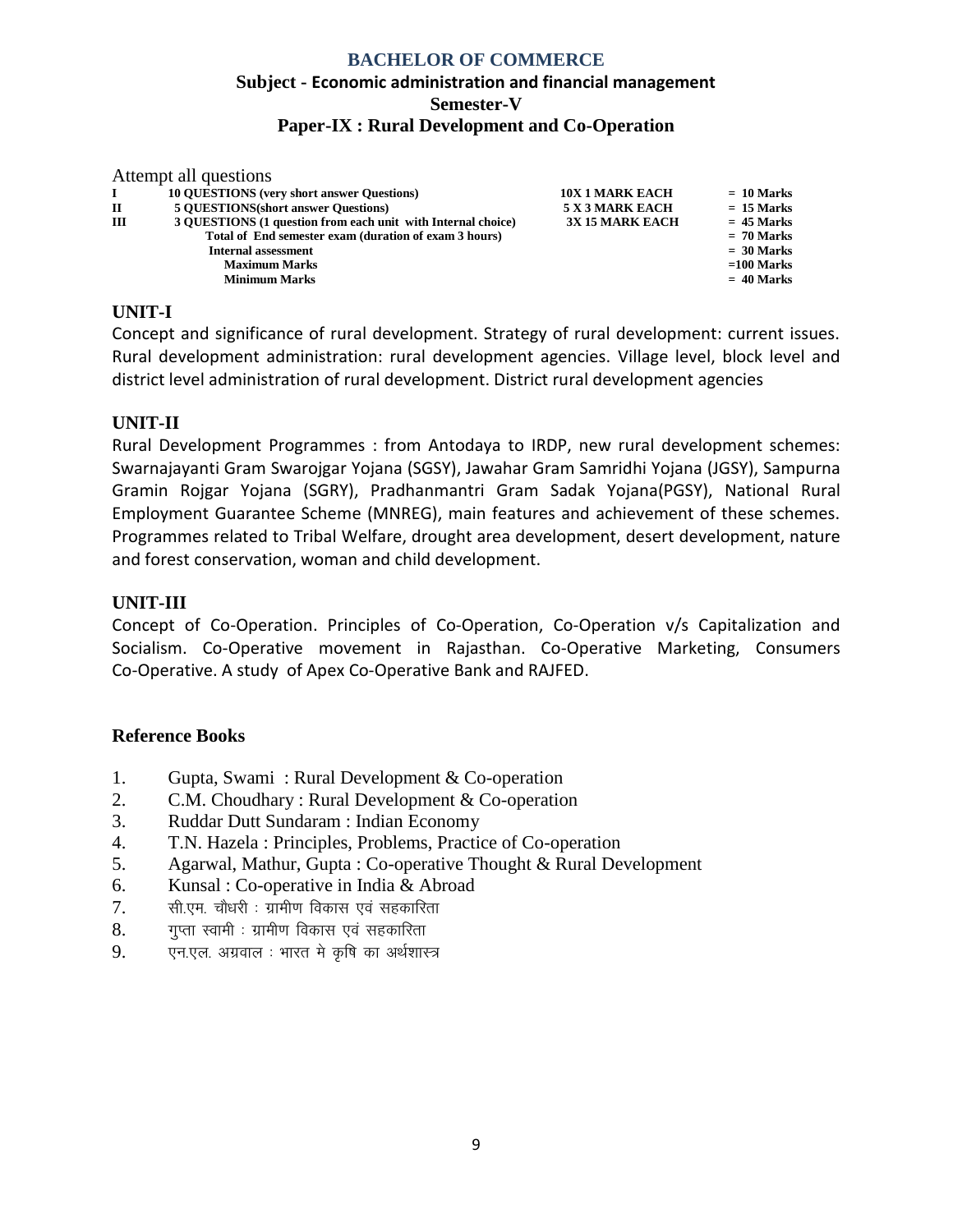# BACHELOR OF COMMERCE

## Subject - Economic administration and financial management

## Semester-V

## Paper-IX : Rural Development and Co-Operation

Attempt all questions

| | | | |
|---|---|---|---|
| **I** | **10 QUESTIONS (very short answer Questions)** | **10X 1 MARK EACH** | **= 10 Marks** |
| **II** | **5 QUESTIONS(short answer Questions)** | **5 X 3 MARK EACH** | **= 15 Marks** |
| **III** | **3 QUESTIONS (1 question from each unit with Internal choice)** | **3X 15 MARK EACH** | **= 45 Marks** |
| | **Total of End semester exam (duration of exam 3 hours)** | | **= 70 Marks** |
| | **Internal assessment** | | **= 30 Marks** |
| | **Maximum Marks** | | **=100 Marks** |
| | **Minimum Marks** | | **= 40 Marks** |

### UNIT-I

Concept and significance of rural development. Strategy of rural development: current issues. Rural development administration: rural development agencies. Village level, block level and district level administration of rural development. District rural development agencies

### UNIT-II

Rural Development Programmes : from Antodaya to IRDP, new rural development schemes: Swarnajayanti Gram Swarojgar Yojana (SGSY), Jawahar Gram Samridhi Yojana (JGSY), Sampurna Gramin Rojgar Yojana (SGRY), Pradhanmantri Gram Sadak Yojana(PGSY), National Rural Employment Guarantee Scheme (MNREG), main features and achievement of these schemes. Programmes related to Tribal Welfare, drought area development, desert development, nature and forest conservation, woman and child development.

### UNIT-III

Concept of Co-Operation. Principles of Co-Operation, Co-Operation v/s Capitalization and Socialism. Co-Operative movement in Rajasthan. Co-Operative Marketing, Consumers Co-Operative. A study of Apex Co-Operative Bank and RAJFED.

### Reference Books

1. Gupta, Swami : Rural Development & Co-operation
2. C.M. Choudhary : Rural Development & Co-operation
3. Ruddar Dutt Sundaram : Indian Economy
4. T.N. Hazela : Principles, Problems, Practice of Co-operation
5. Agarwal, Mathur, Gupta : Co-operative Thought & Rural Development
6. Kunsal : Co-operative in India & Abroad
7. सी.एम. चौधरी : ग्रामीण विकास एवं सहकारिता
8. गुप्ता स्वामी : ग्रामीण विकास एवं सहकारिता
9. एन.एल. अग्रवाल : भारत मे कृषि का अर्थशास्त्र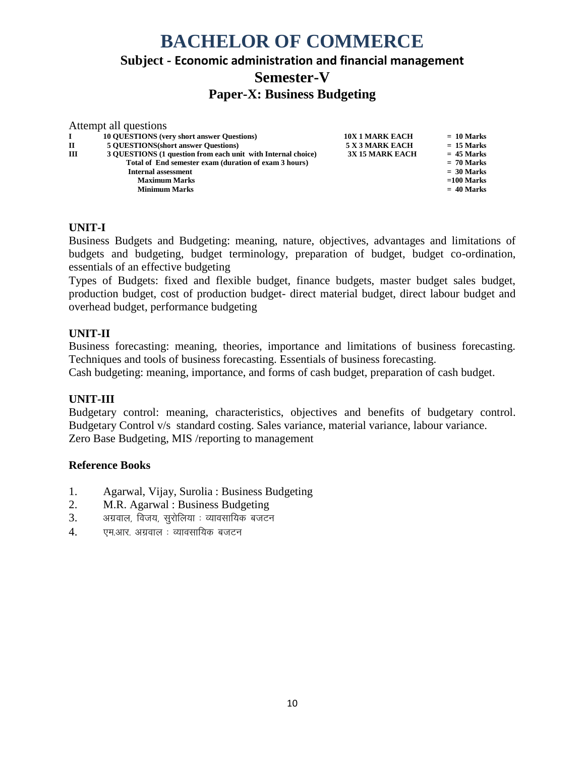# BACHELOR OF COMMERCE

## Subject - Economic administration and financial management

## Semester-V

## Paper-X: Business Budgeting

Attempt all questions

| | | | |
|---|---|---|---|
| **I** | **10 QUESTIONS (very short answer Questions)** | **10X 1 MARK EACH** | **= 10 Marks** |
| **II** | **5 QUESTIONS(short answer Questions)** | **5 X 3 MARK EACH** | **= 15 Marks** |
| **III** | **3 QUESTIONS (1 question from each unit with Internal choice)** | **3X 15 MARK EACH** | **= 45 Marks** |
| | **Total of End semester exam (duration of exam 3 hours)** | | **= 70 Marks** |
| | **Internal assessment** | | **= 30 Marks** |
| | **Maximum Marks** | | **=100 Marks** |
| | **Minimum Marks** | | **= 40 Marks** |

**UNIT-I**

Business Budgets and Budgeting: meaning, nature, objectives, advantages and limitations of budgets and budgeting, budget terminology, preparation of budget, budget co-ordination, essentials of an effective budgeting

Types of Budgets: fixed and flexible budget, finance budgets, master budget sales budget, production budget, cost of production budget- direct material budget, direct labour budget and overhead budget, performance budgeting

**UNIT-II**

Business forecasting: meaning, theories, importance and limitations of business forecasting. Techniques and tools of business forecasting. Essentials of business forecasting.

Cash budgeting: meaning, importance, and forms of cash budget, preparation of cash budget.

**UNIT-III**

Budgetary control: meaning, characteristics, objectives and benefits of budgetary control. Budgetary Control v/s standard costing. Sales variance, material variance, labour variance.

Zero Base Budgeting, MIS /reporting to management

**Reference Books**

1. Agarwal, Vijay, Surolia : Business Budgeting
2. M.R. Agarwal : Business Budgeting
3. अग्रवाल, विजय, सुरोलिया : व्यावसायिक बजटन
4. एम.आर. अग्रवाल : व्यावसायिक बजटन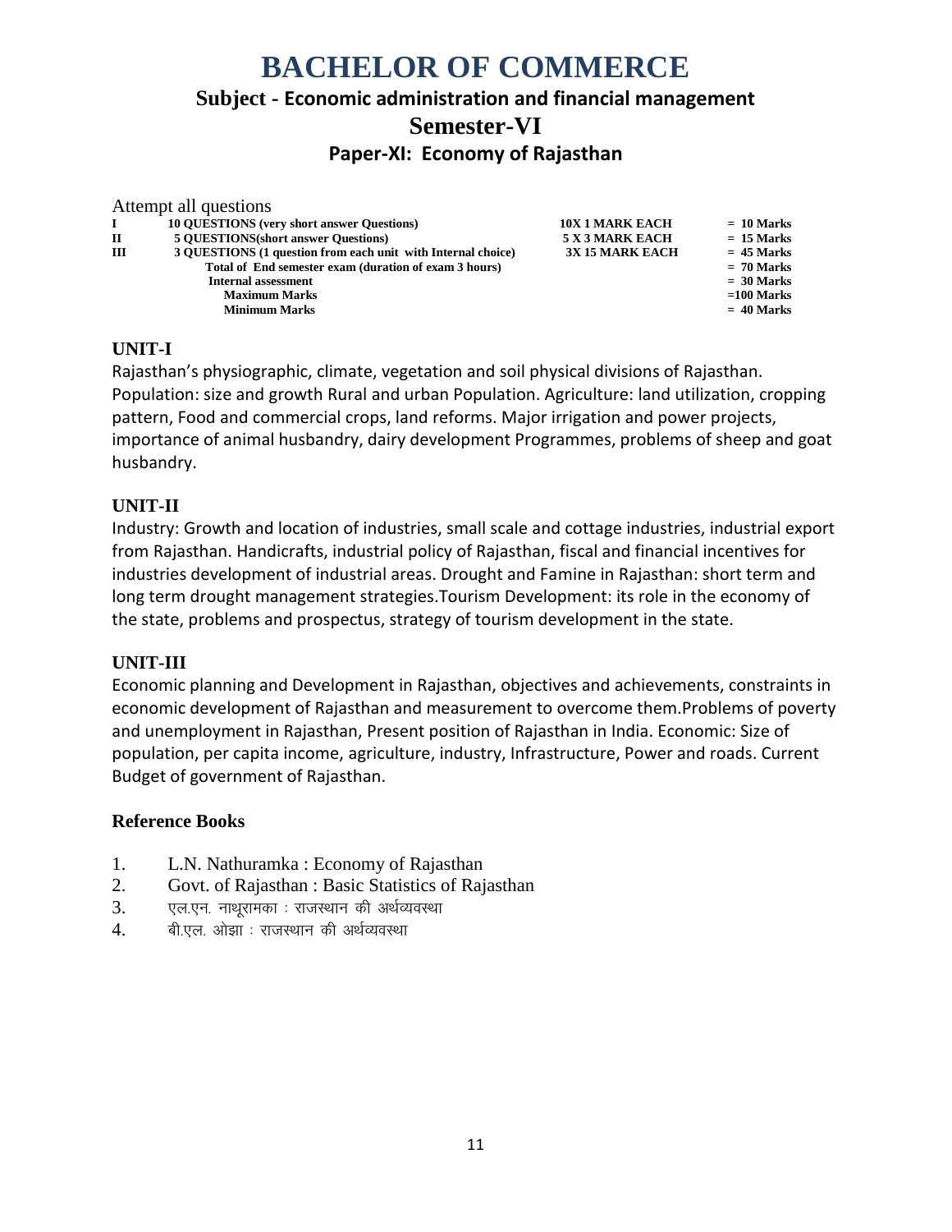# BACHELOR OF COMMERCE

## Subject - Economic administration and financial management

## Semester-VI

### Paper-XI: Economy of Rajasthan

Attempt all questions

| | | | |
|---|---|---|---|
| **I** | **10 QUESTIONS (very short answer Questions)** | **10X 1 MARK EACH** | **= 10 Marks** |
| **II** | **5 QUESTIONS(short answer Questions)** | **5 X 3 MARK EACH** | **= 15 Marks** |
| **III** | **3 QUESTIONS (1 question from each unit with Internal choice)** | **3X 15 MARK EACH** | **= 45 Marks** |
| | **Total of End semester exam (duration of exam 3 hours)** | | **= 70 Marks** |
| | **Internal assessment** | | **= 30 Marks** |
| | **Maximum Marks** | | **=100 Marks** |
| | **Minimum Marks** | | **= 40 Marks** |

**UNIT-I**

Rajasthan's physiographic, climate, vegetation and soil physical divisions of Rajasthan. Population: size and growth Rural and urban Population. Agriculture: land utilization, cropping pattern, Food and commercial crops, land reforms. Major irrigation and power projects, importance of animal husbandry, dairy development Programmes, problems of sheep and goat husbandry.

**UNIT-II**

Industry: Growth and location of industries, small scale and cottage industries, industrial export from Rajasthan. Handicrafts, industrial policy of Rajasthan, fiscal and financial incentives for industries development of industrial areas. Drought and Famine in Rajasthan: short term and long term drought management strategies.Tourism Development: its role in the economy of the state, problems and prospectus, strategy of tourism development in the state.

**UNIT-III**

Economic planning and Development in Rajasthan, objectives and achievements, constraints in economic development of Rajasthan and measurement to overcome them.Problems of poverty and unemployment in Rajasthan, Present position of Rajasthan in India. Economic: Size of population, per capita income, agriculture, industry, Infrastructure, Power and roads. Current Budget of government of Rajasthan.

**Reference Books**

1. L.N. Nathuramka : Economy of Rajasthan
2. Govt. of Rajasthan : Basic Statistics of Rajasthan
3. एल.एन. नाथूरामका : राजस्थान की अर्थव्यवस्था
4. बी.एल. ओझा : राजस्थान की अर्थव्यवस्था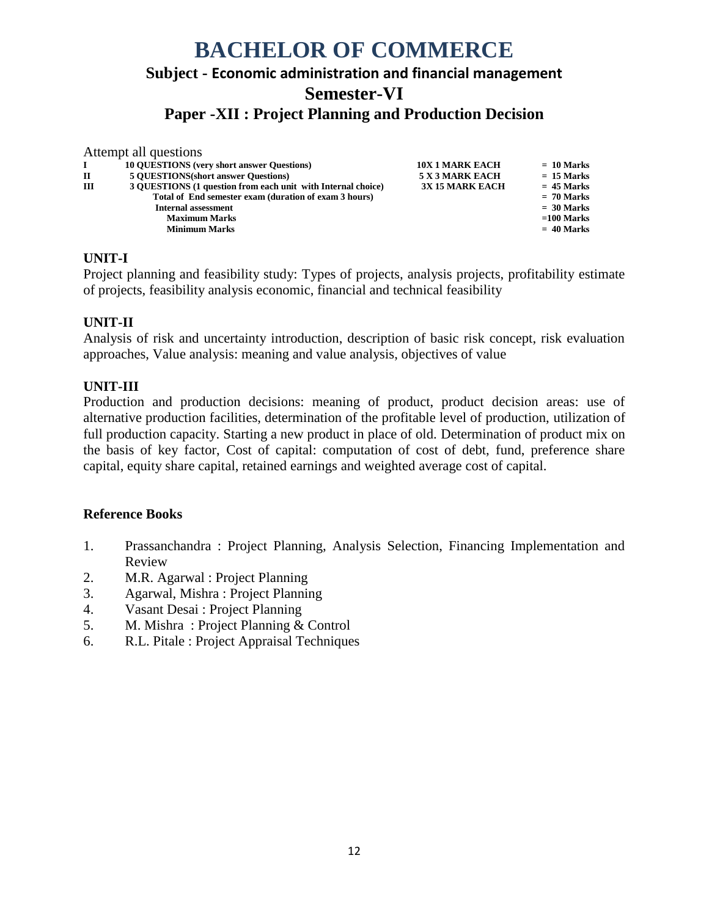# BACHELOR OF COMMERCE

## Subject - Economic administration and financial management

## Semester-VI

## Paper -XII : Project Planning and Production Decision

Attempt all questions

| | | | |
|---|---|---|---|
| **I** | **10 QUESTIONS (very short answer Questions)** | **10X 1 MARK EACH** | **= 10 Marks** |
| **II** | **5 QUESTIONS(short answer Questions)** | **5 X 3 MARK EACH** | **= 15 Marks** |
| **III** | **3 QUESTIONS (1 question from each unit with Internal choice)** | **3X 15 MARK EACH** | **= 45 Marks** |
| | **Total of End semester exam (duration of exam 3 hours)** | | **= 70 Marks** |
| | **Internal assessment** | | **= 30 Marks** |
| | **Maximum Marks** | | **=100 Marks** |
| | **Minimum Marks** | | **= 40 Marks** |

**UNIT-I**

Project planning and feasibility study: Types of projects, analysis projects, profitability estimate of projects, feasibility analysis economic, financial and technical feasibility

**UNIT-II**

Analysis of risk and uncertainty introduction, description of basic risk concept, risk evaluation approaches, Value analysis: meaning and value analysis, objectives of value

**UNIT-III**

Production and production decisions: meaning of product, product decision areas: use of alternative production facilities, determination of the profitable level of production, utilization of full production capacity. Starting a new product in place of old. Determination of product mix on the basis of key factor, Cost of capital: computation of cost of debt, fund, preference share capital, equity share capital, retained earnings and weighted average cost of capital.

**Reference Books**

1. Prassanchandra : Project Planning, Analysis Selection, Financing Implementation and Review
2. M.R. Agarwal : Project Planning
3. Agarwal, Mishra : Project Planning
4. Vasant Desai : Project Planning
5. M. Mishra : Project Planning & Control
6. R.L. Pitale : Project Appraisal Techniques